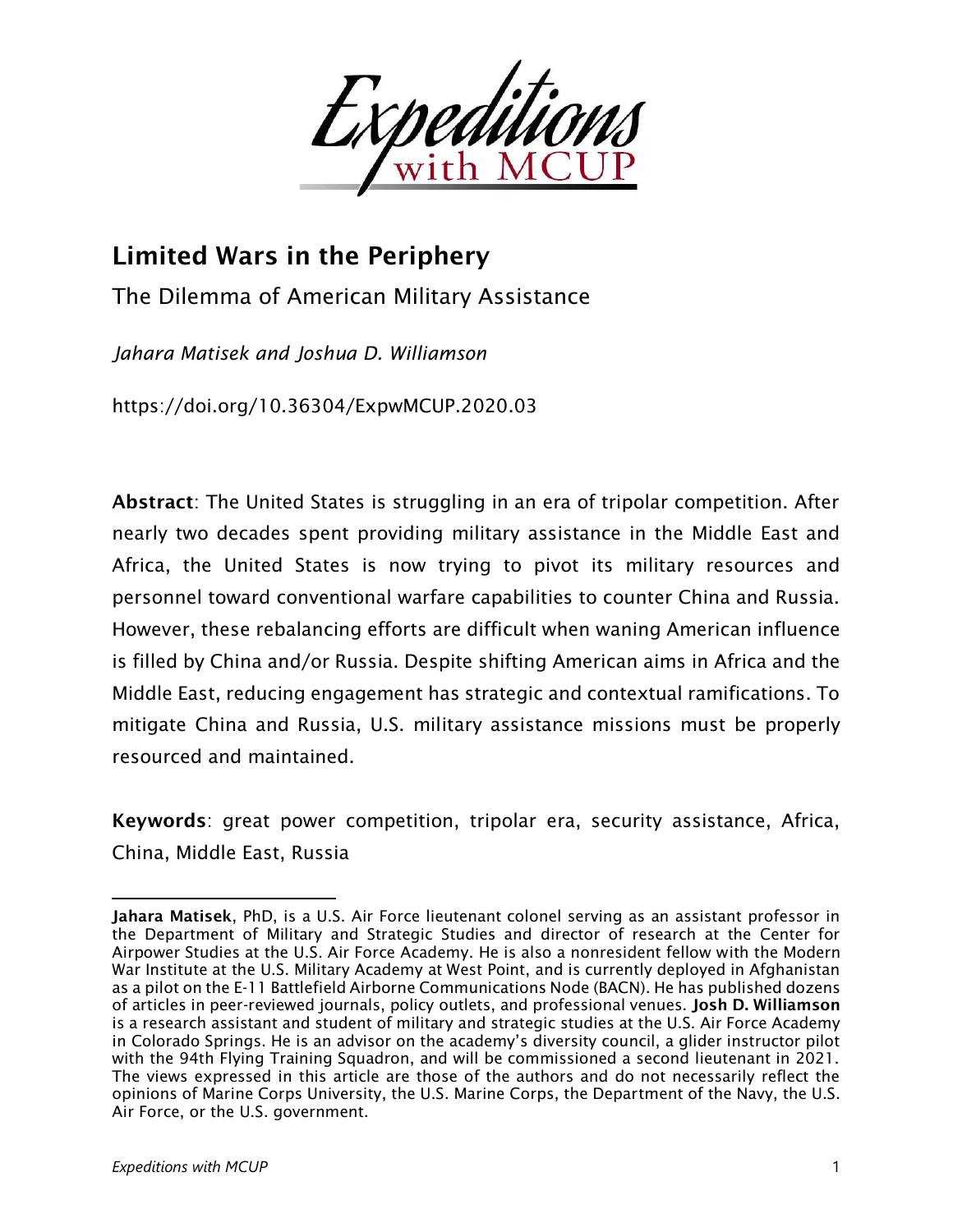# Limited Wars in the Periphery

## The Dilemma of American Military Assistance

*Jahara Matisek and Joshua D. Williamson*

https://doi.org/10.36304/ExpwMCUP.2020.03

**Abstract**: The United States is struggling in an era of tripolar competition. After nearly two decades spent providing military assistance in the Middle East and Africa, the United States is now trying to pivot its military resources and personnel toward conventional warfare capabilities to counter China and Russia. However, these rebalancing efforts are difficult when waning American influence is filled by China and/or Russia. Despite shifting American aims in Africa and the Middle East, reducing engagement has strategic and contextual ramifications. To mitigate China and Russia, U.S. military assistance missions must be properly resourced and maintained.

**Keywords**: great power competition, tripolar era, security assistance, Africa, China, Middle East, Russia

---

**Jahara Matisek**, PhD, is a U.S. Air Force lieutenant colonel serving as an assistant professor in the Department of Military and Strategic Studies and director of research at the Center for Airpower Studies at the U.S. Air Force Academy. He is also a nonresident fellow with the Modern War Institute at the U.S. Military Academy at West Point, and is currently deployed in Afghanistan as a pilot on the E-11 Battlefield Airborne Communications Node (BACN). He has published dozens of articles in peer-reviewed journals, policy outlets, and professional venues. **Josh D. Williamson** is a research assistant and student of military and strategic studies at the U.S. Air Force Academy in Colorado Springs. He is an advisor on the academy's diversity council, a glider instructor pilot with the 94th Flying Training Squadron, and will be commissioned a second lieutenant in 2021. The views expressed in this article are those of the authors and do not necessarily reflect the opinions of Marine Corps University, the U.S. Marine Corps, the Department of the Navy, the U.S. Air Force, or the U.S. government.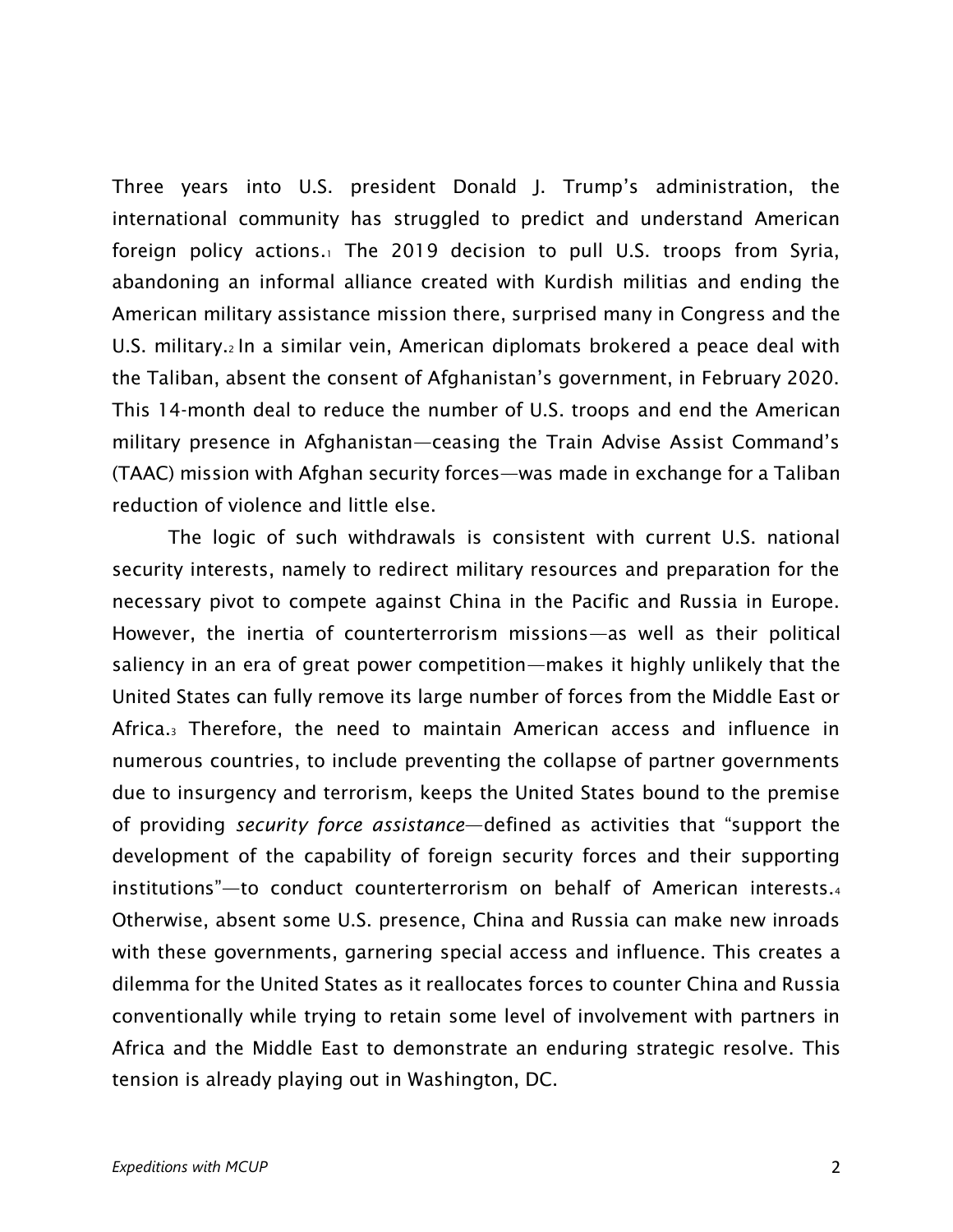Three years into U.S. president Donald J. Trump's administration, the international community has struggled to predict and understand American foreign policy actions.[1] The 2019 decision to pull U.S. troops from Syria, abandoning an informal alliance created with Kurdish militias and ending the American military assistance mission there, surprised many in Congress and the U.S. military.[2] In a similar vein, American diplomats brokered a peace deal with the Taliban, absent the consent of Afghanistan's government, in February 2020. This 14-month deal to reduce the number of U.S. troops and end the American military presence in Afghanistan—ceasing the Train Advise Assist Command's (TAAC) mission with Afghan security forces—was made in exchange for a Taliban reduction of violence and little else.

The logic of such withdrawals is consistent with current U.S. national security interests, namely to redirect military resources and preparation for the necessary pivot to compete against China in the Pacific and Russia in Europe. However, the inertia of counterterrorism missions—as well as their political saliency in an era of great power competition—makes it highly unlikely that the United States can fully remove its large number of forces from the Middle East or Africa.[3] Therefore, the need to maintain American access and influence in numerous countries, to include preventing the collapse of partner governments due to insurgency and terrorism, keeps the United States bound to the premise of providing *security force assistance*—defined as activities that "support the development of the capability of foreign security forces and their supporting institutions"—to conduct counterterrorism on behalf of American interests.[4] Otherwise, absent some U.S. presence, China and Russia can make new inroads with these governments, garnering special access and influence. This creates a dilemma for the United States as it reallocates forces to counter China and Russia conventionally while trying to retain some level of involvement with partners in Africa and the Middle East to demonstrate an enduring strategic resolve. This tension is already playing out in Washington, DC.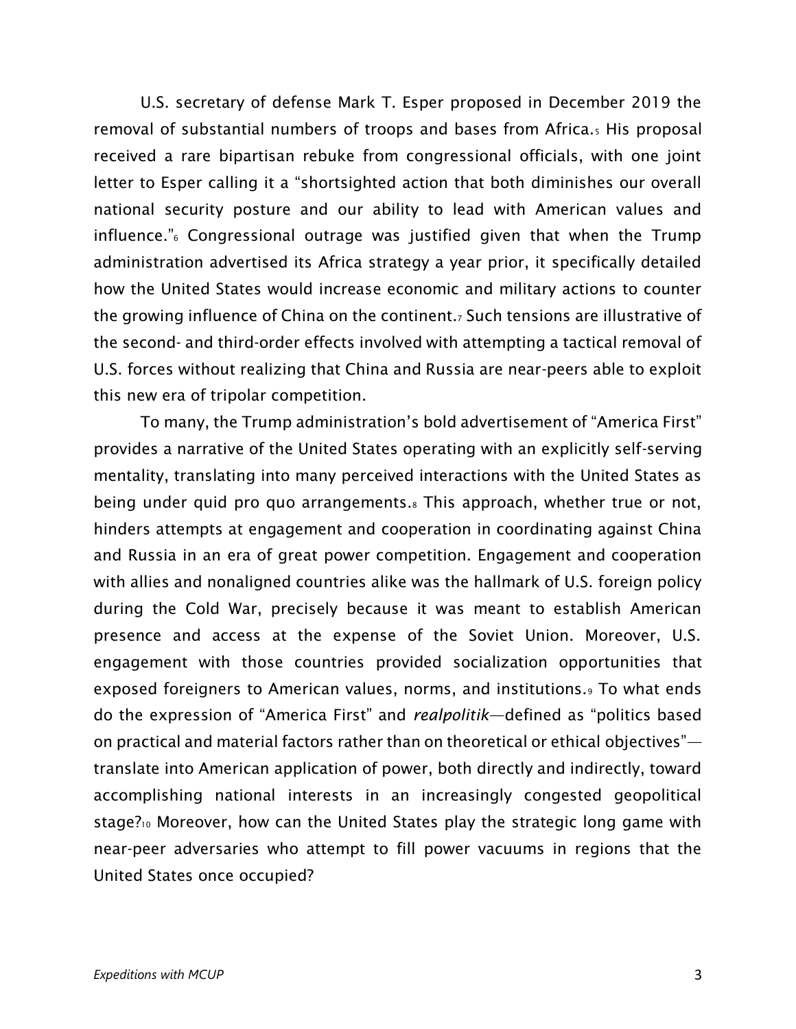U.S. secretary of defense Mark T. Esper proposed in December 2019 the removal of substantial numbers of troops and bases from Africa.[5] His proposal received a rare bipartisan rebuke from congressional officials, with one joint letter to Esper calling it a "shortsighted action that both diminishes our overall national security posture and our ability to lead with American values and influence."[6] Congressional outrage was justified given that when the Trump administration advertised its Africa strategy a year prior, it specifically detailed how the United States would increase economic and military actions to counter the growing influence of China on the continent.[7] Such tensions are illustrative of the second- and third-order effects involved with attempting a tactical removal of U.S. forces without realizing that China and Russia are near-peers able to exploit this new era of tripolar competition.

To many, the Trump administration's bold advertisement of "America First" provides a narrative of the United States operating with an explicitly self-serving mentality, translating into many perceived interactions with the United States as being under quid pro quo arrangements.[8] This approach, whether true or not, hinders attempts at engagement and cooperation in coordinating against China and Russia in an era of great power competition. Engagement and cooperation with allies and nonaligned countries alike was the hallmark of U.S. foreign policy during the Cold War, precisely because it was meant to establish American presence and access at the expense of the Soviet Union. Moreover, U.S. engagement with those countries provided socialization opportunities that exposed foreigners to American values, norms, and institutions.[9] To what ends do the expression of "America First" and *realpolitik*—defined as "politics based on practical and material factors rather than on theoretical or ethical objectives"—translate into American application of power, both directly and indirectly, toward accomplishing national interests in an increasingly congested geopolitical stage?[10] Moreover, how can the United States play the strategic long game with near-peer adversaries who attempt to fill power vacuums in regions that the United States once occupied?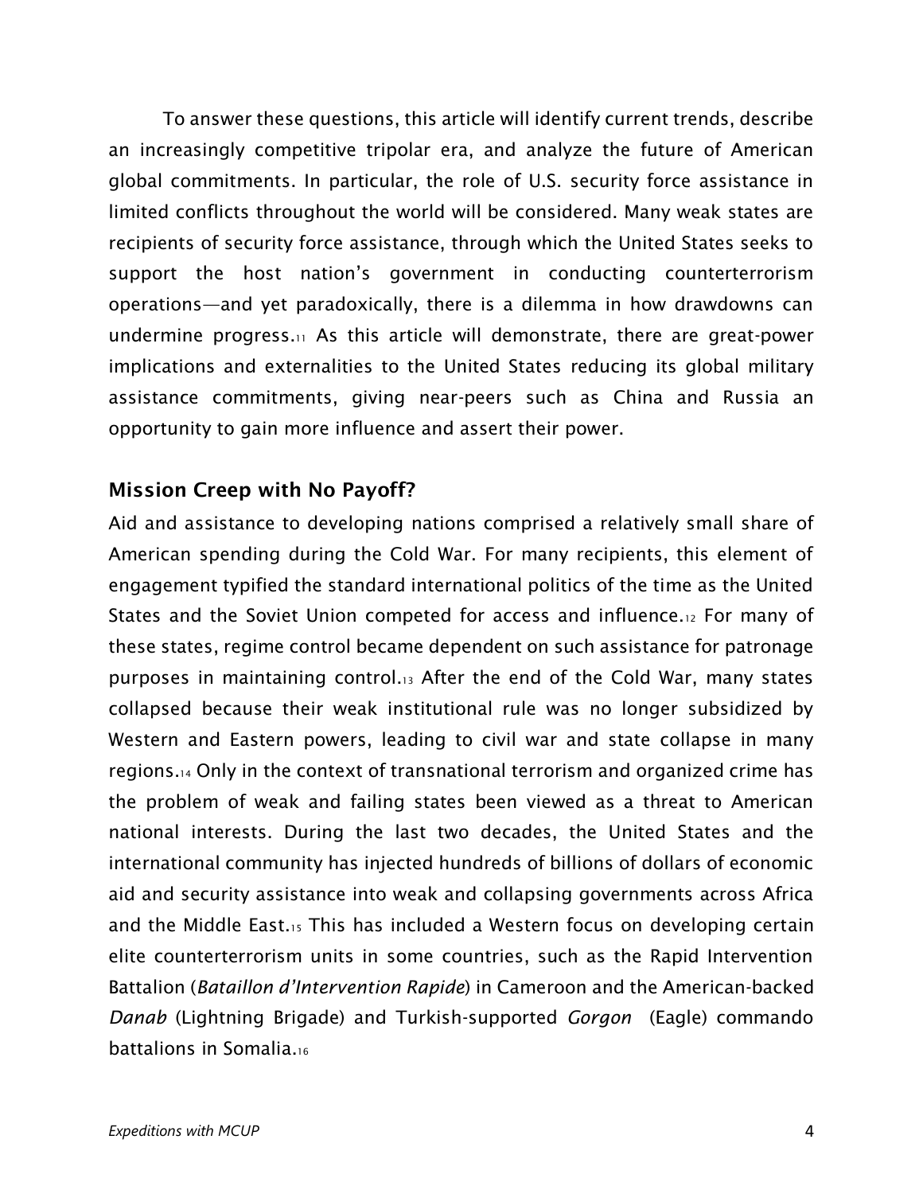To answer these questions, this article will identify current trends, describe an increasingly competitive tripolar era, and analyze the future of American global commitments. In particular, the role of U.S. security force assistance in limited conflicts throughout the world will be considered. Many weak states are recipients of security force assistance, through which the United States seeks to support the host nation's government in conducting counterterrorism operations—and yet paradoxically, there is a dilemma in how drawdowns can undermine progress.[11] As this article will demonstrate, there are great-power implications and externalities to the United States reducing its global military assistance commitments, giving near-peers such as China and Russia an opportunity to gain more influence and assert their power.

## Mission Creep with No Payoff?

Aid and assistance to developing nations comprised a relatively small share of American spending during the Cold War. For many recipients, this element of engagement typified the standard international politics of the time as the United States and the Soviet Union competed for access and influence.[12] For many of these states, regime control became dependent on such assistance for patronage purposes in maintaining control.[13] After the end of the Cold War, many states collapsed because their weak institutional rule was no longer subsidized by Western and Eastern powers, leading to civil war and state collapse in many regions.[14] Only in the context of transnational terrorism and organized crime has the problem of weak and failing states been viewed as a threat to American national interests. During the last two decades, the United States and the international community has injected hundreds of billions of dollars of economic aid and security assistance into weak and collapsing governments across Africa and the Middle East.[15] This has included a Western focus on developing certain elite counterterrorism units in some countries, such as the Rapid Intervention Battalion (*Bataillon d'Intervention Rapide*) in Cameroon and the American-backed *Danab* (Lightning Brigade) and Turkish-supported *Gorgon* (Eagle) commando battalions in Somalia.[16]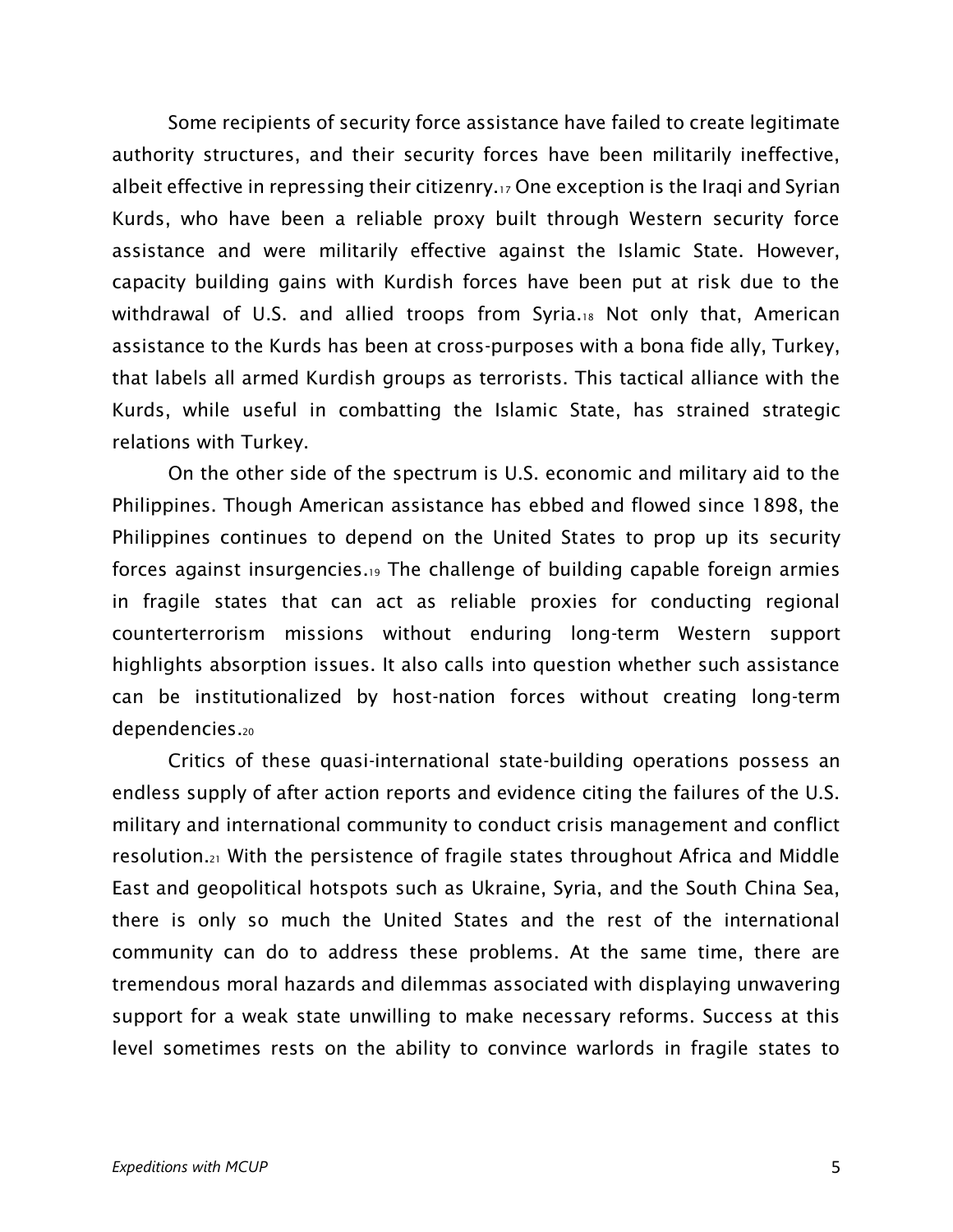Some recipients of security force assistance have failed to create legitimate authority structures, and their security forces have been militarily ineffective, albeit effective in repressing their citizenry.[17] One exception is the Iraqi and Syrian Kurds, who have been a reliable proxy built through Western security force assistance and were militarily effective against the Islamic State. However, capacity building gains with Kurdish forces have been put at risk due to the withdrawal of U.S. and allied troops from Syria.[18] Not only that, American assistance to the Kurds has been at cross-purposes with a bona fide ally, Turkey, that labels all armed Kurdish groups as terrorists. This tactical alliance with the Kurds, while useful in combatting the Islamic State, has strained strategic relations with Turkey.

On the other side of the spectrum is U.S. economic and military aid to the Philippines. Though American assistance has ebbed and flowed since 1898, the Philippines continues to depend on the United States to prop up its security forces against insurgencies.[19] The challenge of building capable foreign armies in fragile states that can act as reliable proxies for conducting regional counterterrorism missions without enduring long-term Western support highlights absorption issues. It also calls into question whether such assistance can be institutionalized by host-nation forces without creating long-term dependencies.[20]

Critics of these quasi-international state-building operations possess an endless supply of after action reports and evidence citing the failures of the U.S. military and international community to conduct crisis management and conflict resolution.[21] With the persistence of fragile states throughout Africa and Middle East and geopolitical hotspots such as Ukraine, Syria, and the South China Sea, there is only so much the United States and the rest of the international community can do to address these problems. At the same time, there are tremendous moral hazards and dilemmas associated with displaying unwavering support for a weak state unwilling to make necessary reforms. Success at this level sometimes rests on the ability to convince warlords in fragile states to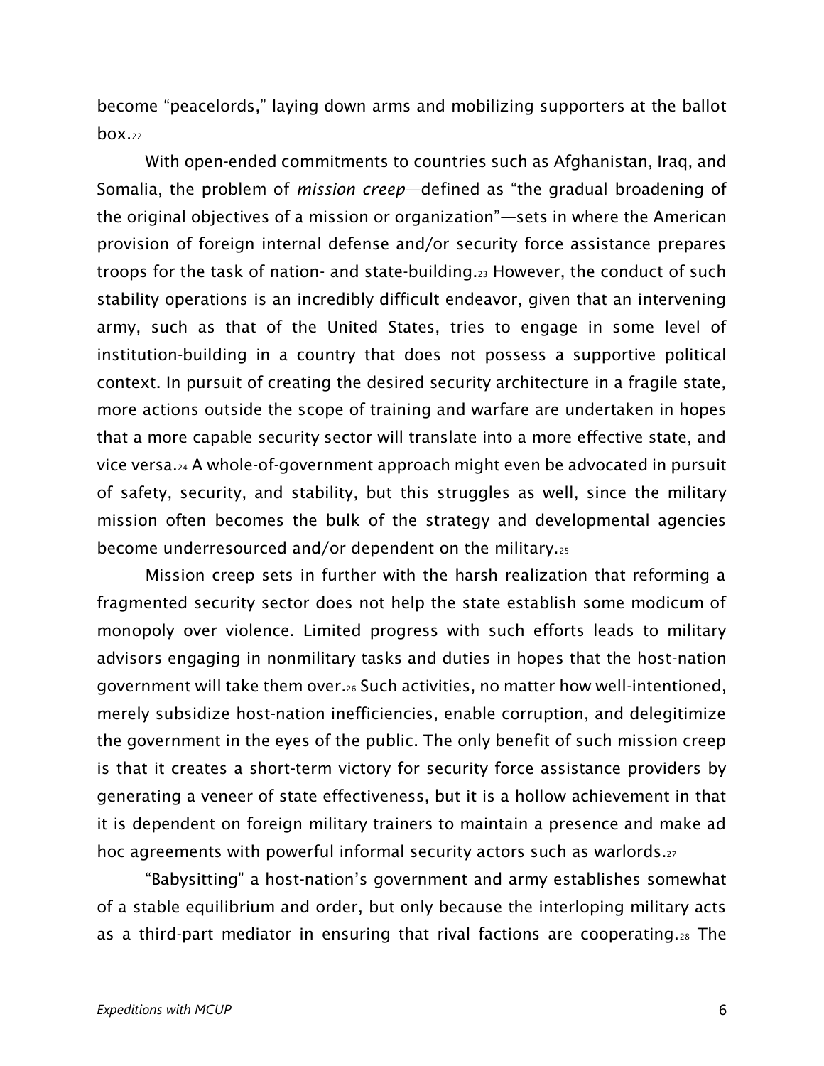become "peacelords," laying down arms and mobilizing supporters at the ballot box.[22]

With open-ended commitments to countries such as Afghanistan, Iraq, and Somalia, the problem of *mission creep*—defined as "the gradual broadening of the original objectives of a mission or organization"—sets in where the American provision of foreign internal defense and/or security force assistance prepares troops for the task of nation- and state-building.[23] However, the conduct of such stability operations is an incredibly difficult endeavor, given that an intervening army, such as that of the United States, tries to engage in some level of institution-building in a country that does not possess a supportive political context. In pursuit of creating the desired security architecture in a fragile state, more actions outside the scope of training and warfare are undertaken in hopes that a more capable security sector will translate into a more effective state, and vice versa.[24] A whole-of-government approach might even be advocated in pursuit of safety, security, and stability, but this struggles as well, since the military mission often becomes the bulk of the strategy and developmental agencies become underresourced and/or dependent on the military.[25]

Mission creep sets in further with the harsh realization that reforming a fragmented security sector does not help the state establish some modicum of monopoly over violence. Limited progress with such efforts leads to military advisors engaging in nonmilitary tasks and duties in hopes that the host-nation government will take them over.[26] Such activities, no matter how well-intentioned, merely subsidize host-nation inefficiencies, enable corruption, and delegitimize the government in the eyes of the public. The only benefit of such mission creep is that it creates a short-term victory for security force assistance providers by generating a veneer of state effectiveness, but it is a hollow achievement in that it is dependent on foreign military trainers to maintain a presence and make ad hoc agreements with powerful informal security actors such as warlords.[27]

"Babysitting" a host-nation's government and army establishes somewhat of a stable equilibrium and order, but only because the interloping military acts as a third-part mediator in ensuring that rival factions are cooperating.[28] The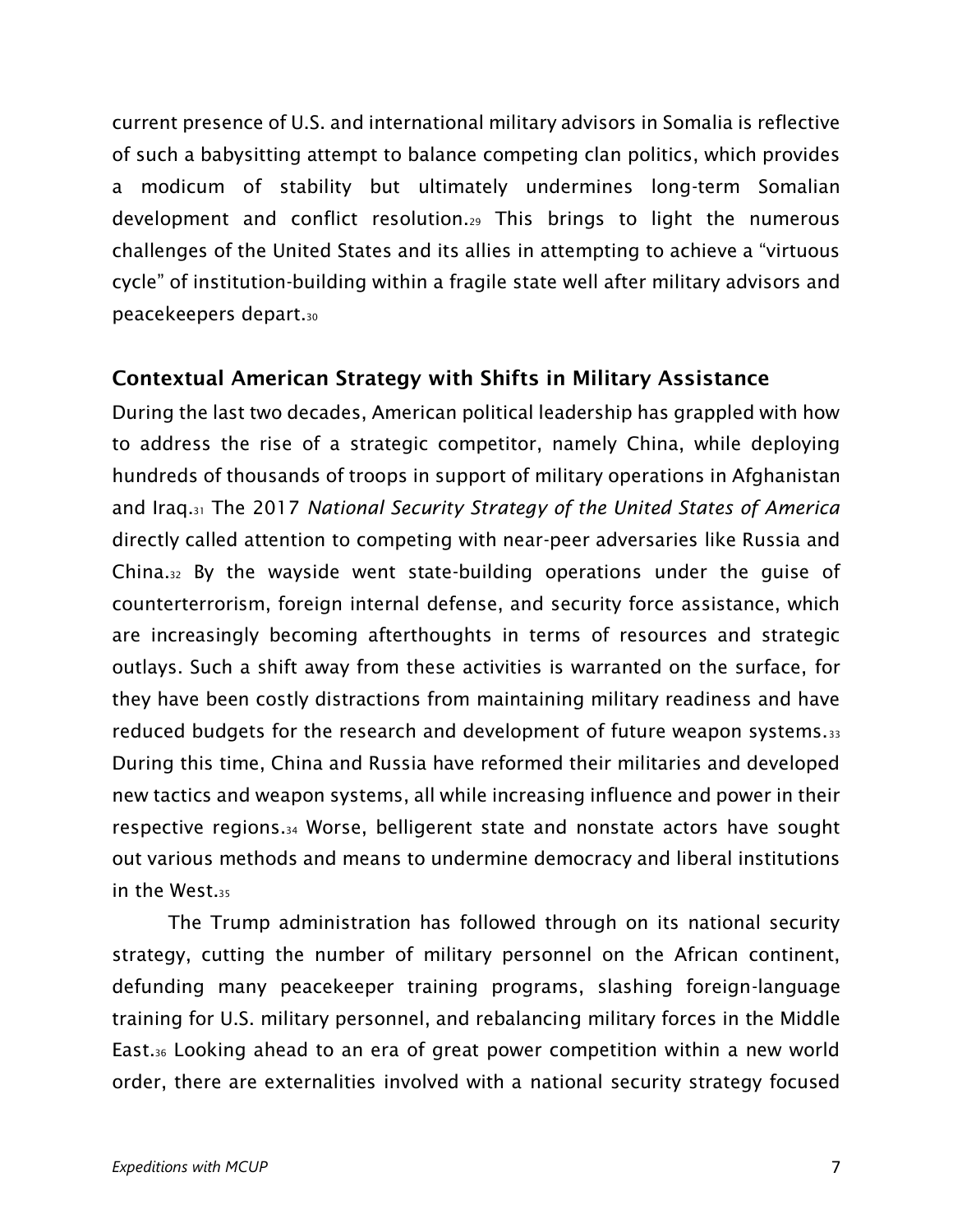current presence of U.S. and international military advisors in Somalia is reflective of such a babysitting attempt to balance competing clan politics, which provides a modicum of stability but ultimately undermines long-term Somalian development and conflict resolution.[29] This brings to light the numerous challenges of the United States and its allies in attempting to achieve a "virtuous cycle" of institution-building within a fragile state well after military advisors and peacekeepers depart.[30]

## Contextual American Strategy with Shifts in Military Assistance

During the last two decades, American political leadership has grappled with how to address the rise of a strategic competitor, namely China, while deploying hundreds of thousands of troops in support of military operations in Afghanistan and Iraq.[31] The 2017 *National Security Strategy of the United States of America* directly called attention to competing with near-peer adversaries like Russia and China.[32] By the wayside went state-building operations under the guise of counterterrorism, foreign internal defense, and security force assistance, which are increasingly becoming afterthoughts in terms of resources and strategic outlays. Such a shift away from these activities is warranted on the surface, for they have been costly distractions from maintaining military readiness and have reduced budgets for the research and development of future weapon systems.[33] During this time, China and Russia have reformed their militaries and developed new tactics and weapon systems, all while increasing influence and power in their respective regions.[34] Worse, belligerent state and nonstate actors have sought out various methods and means to undermine democracy and liberal institutions in the West.[35]

The Trump administration has followed through on its national security strategy, cutting the number of military personnel on the African continent, defunding many peacekeeper training programs, slashing foreign-language training for U.S. military personnel, and rebalancing military forces in the Middle East.[36] Looking ahead to an era of great power competition within a new world order, there are externalities involved with a national security strategy focused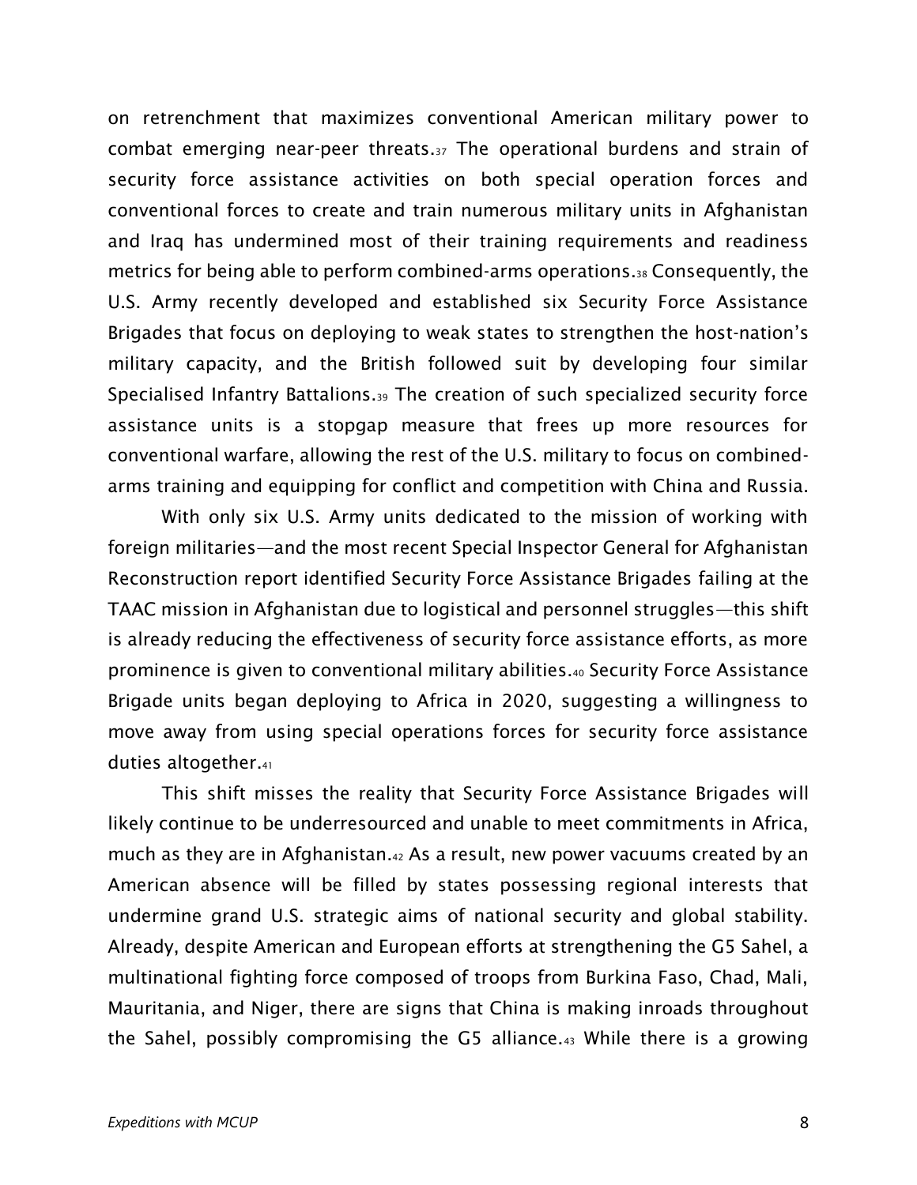on retrenchment that maximizes conventional American military power to combat emerging near-peer threats.[37] The operational burdens and strain of security force assistance activities on both special operation forces and conventional forces to create and train numerous military units in Afghanistan and Iraq has undermined most of their training requirements and readiness metrics for being able to perform combined-arms operations.[38] Consequently, the U.S. Army recently developed and established six Security Force Assistance Brigades that focus on deploying to weak states to strengthen the host-nation's military capacity, and the British followed suit by developing four similar Specialised Infantry Battalions.[39] The creation of such specialized security force assistance units is a stopgap measure that frees up more resources for conventional warfare, allowing the rest of the U.S. military to focus on combined-arms training and equipping for conflict and competition with China and Russia.

With only six U.S. Army units dedicated to the mission of working with foreign militaries—and the most recent Special Inspector General for Afghanistan Reconstruction report identified Security Force Assistance Brigades failing at the TAAC mission in Afghanistan due to logistical and personnel struggles—this shift is already reducing the effectiveness of security force assistance efforts, as more prominence is given to conventional military abilities.[40] Security Force Assistance Brigade units began deploying to Africa in 2020, suggesting a willingness to move away from using special operations forces for security force assistance duties altogether.[41]

This shift misses the reality that Security Force Assistance Brigades will likely continue to be underresourced and unable to meet commitments in Africa, much as they are in Afghanistan.[42] As a result, new power vacuums created by an American absence will be filled by states possessing regional interests that undermine grand U.S. strategic aims of national security and global stability. Already, despite American and European efforts at strengthening the G5 Sahel, a multinational fighting force composed of troops from Burkina Faso, Chad, Mali, Mauritania, and Niger, there are signs that China is making inroads throughout the Sahel, possibly compromising the G5 alliance.[43] While there is a growing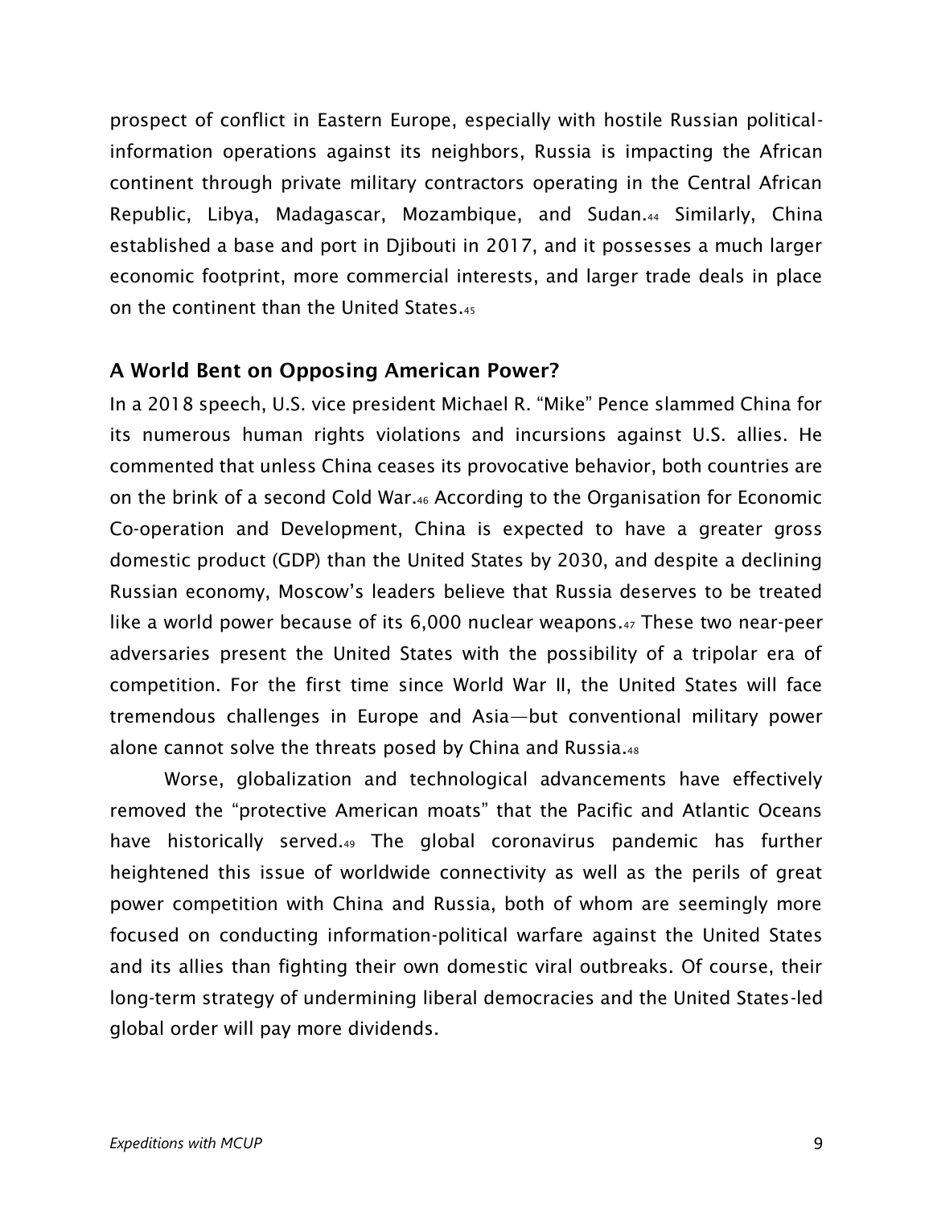prospect of conflict in Eastern Europe, especially with hostile Russian political-information operations against its neighbors, Russia is impacting the African continent through private military contractors operating in the Central African Republic, Libya, Madagascar, Mozambique, and Sudan.[44] Similarly, China established a base and port in Djibouti in 2017, and it possesses a much larger economic footprint, more commercial interests, and larger trade deals in place on the continent than the United States.[45]

## A World Bent on Opposing American Power?

In a 2018 speech, U.S. vice president Michael R. "Mike" Pence slammed China for its numerous human rights violations and incursions against U.S. allies. He commented that unless China ceases its provocative behavior, both countries are on the brink of a second Cold War.[46] According to the Organisation for Economic Co-operation and Development, China is expected to have a greater gross domestic product (GDP) than the United States by 2030, and despite a declining Russian economy, Moscow's leaders believe that Russia deserves to be treated like a world power because of its 6,000 nuclear weapons.[47] These two near-peer adversaries present the United States with the possibility of a tripolar era of competition. For the first time since World War II, the United States will face tremendous challenges in Europe and Asia—but conventional military power alone cannot solve the threats posed by China and Russia.[48]

Worse, globalization and technological advancements have effectively removed the "protective American moats" that the Pacific and Atlantic Oceans have historically served.[49] The global coronavirus pandemic has further heightened this issue of worldwide connectivity as well as the perils of great power competition with China and Russia, both of whom are seemingly more focused on conducting information-political warfare against the United States and its allies than fighting their own domestic viral outbreaks. Of course, their long-term strategy of undermining liberal democracies and the United States-led global order will pay more dividends.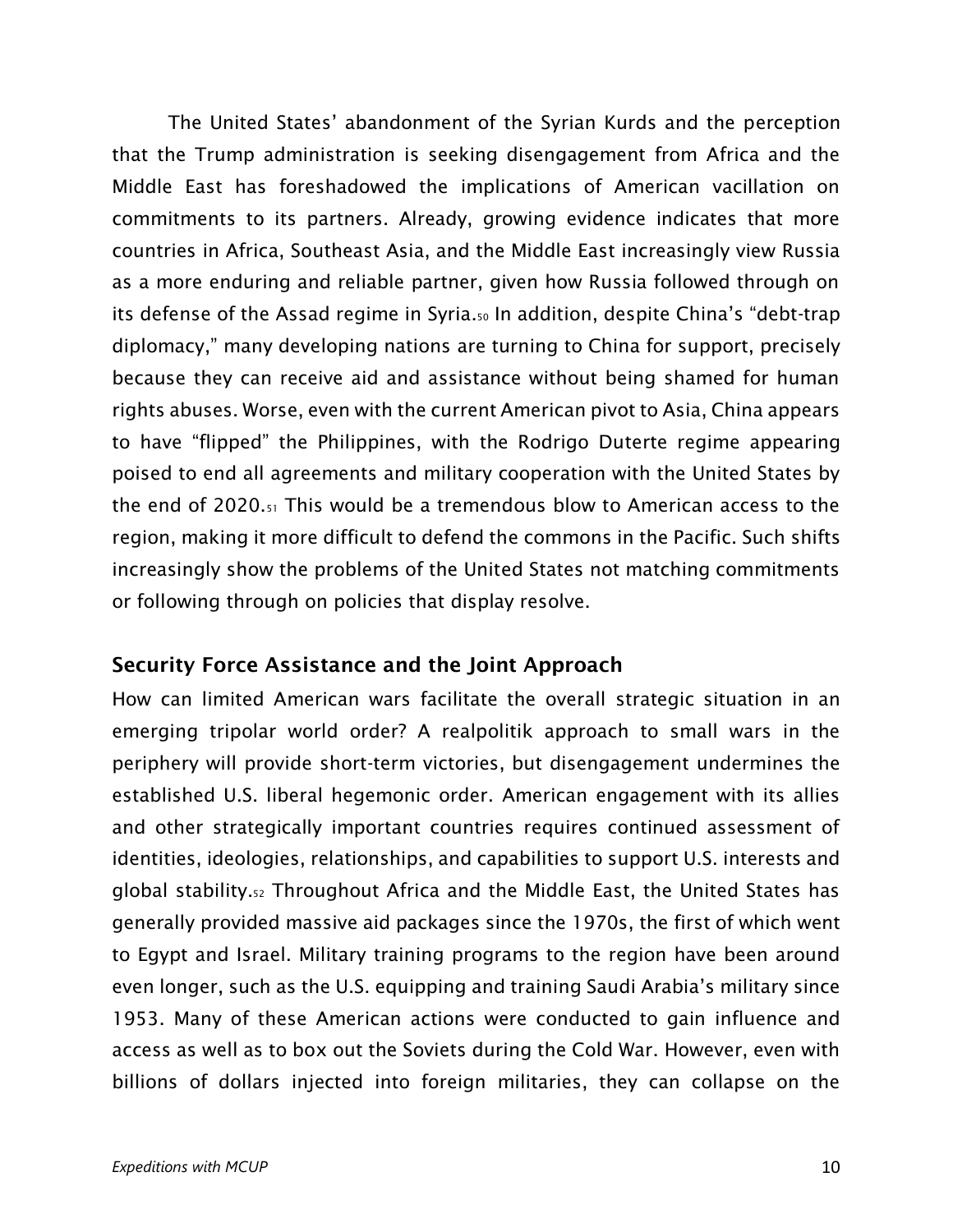The United States' abandonment of the Syrian Kurds and the perception that the Trump administration is seeking disengagement from Africa and the Middle East has foreshadowed the implications of American vacillation on commitments to its partners. Already, growing evidence indicates that more countries in Africa, Southeast Asia, and the Middle East increasingly view Russia as a more enduring and reliable partner, given how Russia followed through on its defense of the Assad regime in Syria.[50] In addition, despite China's "debt-trap diplomacy," many developing nations are turning to China for support, precisely because they can receive aid and assistance without being shamed for human rights abuses. Worse, even with the current American pivot to Asia, China appears to have "flipped" the Philippines, with the Rodrigo Duterte regime appearing poised to end all agreements and military cooperation with the United States by the end of 2020.[51] This would be a tremendous blow to American access to the region, making it more difficult to defend the commons in the Pacific. Such shifts increasingly show the problems of the United States not matching commitments or following through on policies that display resolve.

## Security Force Assistance and the Joint Approach

How can limited American wars facilitate the overall strategic situation in an emerging tripolar world order? A realpolitik approach to small wars in the periphery will provide short-term victories, but disengagement undermines the established U.S. liberal hegemonic order. American engagement with its allies and other strategically important countries requires continued assessment of identities, ideologies, relationships, and capabilities to support U.S. interests and global stability.[52] Throughout Africa and the Middle East, the United States has generally provided massive aid packages since the 1970s, the first of which went to Egypt and Israel. Military training programs to the region have been around even longer, such as the U.S. equipping and training Saudi Arabia's military since 1953. Many of these American actions were conducted to gain influence and access as well as to box out the Soviets during the Cold War. However, even with billions of dollars injected into foreign militaries, they can collapse on the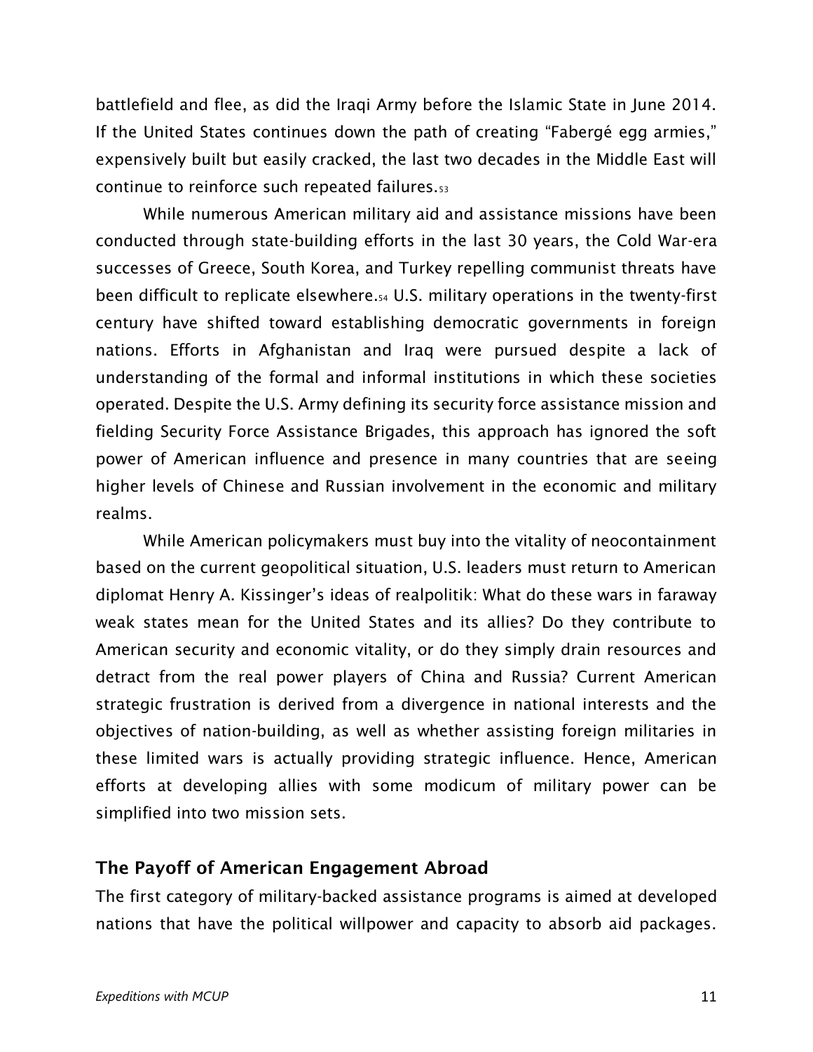battlefield and flee, as did the Iraqi Army before the Islamic State in June 2014. If the United States continues down the path of creating "Fabergé egg armies," expensively built but easily cracked, the last two decades in the Middle East will continue to reinforce such repeated failures.[53]

While numerous American military aid and assistance missions have been conducted through state-building efforts in the last 30 years, the Cold War-era successes of Greece, South Korea, and Turkey repelling communist threats have been difficult to replicate elsewhere.[54] U.S. military operations in the twenty-first century have shifted toward establishing democratic governments in foreign nations. Efforts in Afghanistan and Iraq were pursued despite a lack of understanding of the formal and informal institutions in which these societies operated. Despite the U.S. Army defining its security force assistance mission and fielding Security Force Assistance Brigades, this approach has ignored the soft power of American influence and presence in many countries that are seeing higher levels of Chinese and Russian involvement in the economic and military realms.

While American policymakers must buy into the vitality of neocontainment based on the current geopolitical situation, U.S. leaders must return to American diplomat Henry A. Kissinger's ideas of realpolitik: What do these wars in faraway weak states mean for the United States and its allies? Do they contribute to American security and economic vitality, or do they simply drain resources and detract from the real power players of China and Russia? Current American strategic frustration is derived from a divergence in national interests and the objectives of nation-building, as well as whether assisting foreign militaries in these limited wars is actually providing strategic influence. Hence, American efforts at developing allies with some modicum of military power can be simplified into two mission sets.

## The Payoff of American Engagement Abroad

The first category of military-backed assistance programs is aimed at developed nations that have the political willpower and capacity to absorb aid packages.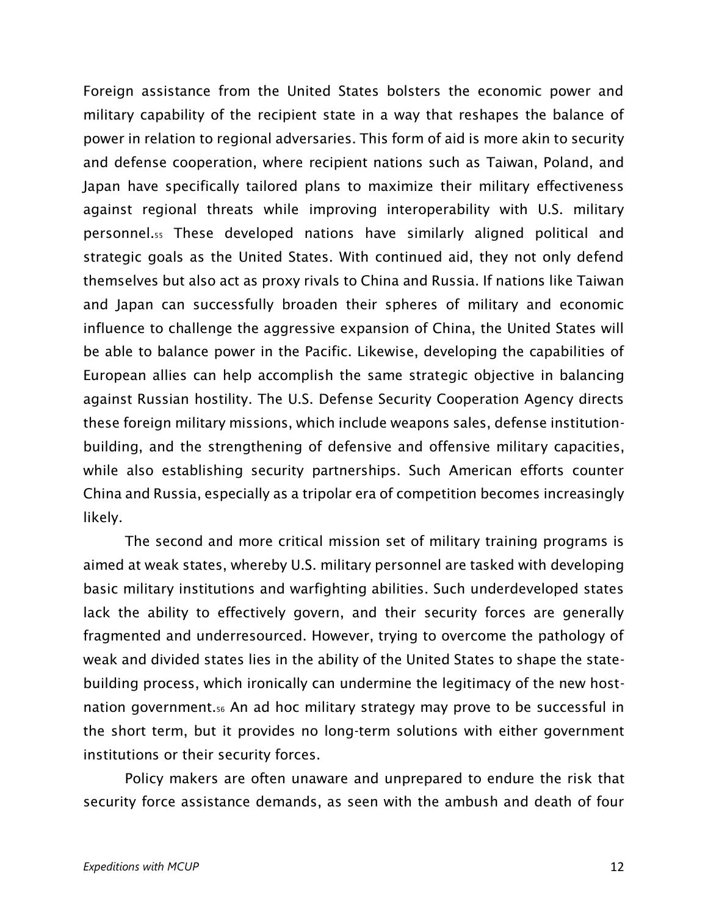Foreign assistance from the United States bolsters the economic power and military capability of the recipient state in a way that reshapes the balance of power in relation to regional adversaries. This form of aid is more akin to security and defense cooperation, where recipient nations such as Taiwan, Poland, and Japan have specifically tailored plans to maximize their military effectiveness against regional threats while improving interoperability with U.S. military personnel.[55] These developed nations have similarly aligned political and strategic goals as the United States. With continued aid, they not only defend themselves but also act as proxy rivals to China and Russia. If nations like Taiwan and Japan can successfully broaden their spheres of military and economic influence to challenge the aggressive expansion of China, the United States will be able to balance power in the Pacific. Likewise, developing the capabilities of European allies can help accomplish the same strategic objective in balancing against Russian hostility. The U.S. Defense Security Cooperation Agency directs these foreign military missions, which include weapons sales, defense institution-building, and the strengthening of defensive and offensive military capacities, while also establishing security partnerships. Such American efforts counter China and Russia, especially as a tripolar era of competition becomes increasingly likely.

The second and more critical mission set of military training programs is aimed at weak states, whereby U.S. military personnel are tasked with developing basic military institutions and warfighting abilities. Such underdeveloped states lack the ability to effectively govern, and their security forces are generally fragmented and underresourced. However, trying to overcome the pathology of weak and divided states lies in the ability of the United States to shape the state-building process, which ironically can undermine the legitimacy of the new host-nation government.[56] An ad hoc military strategy may prove to be successful in the short term, but it provides no long-term solutions with either government institutions or their security forces.

Policy makers are often unaware and unprepared to endure the risk that security force assistance demands, as seen with the ambush and death of four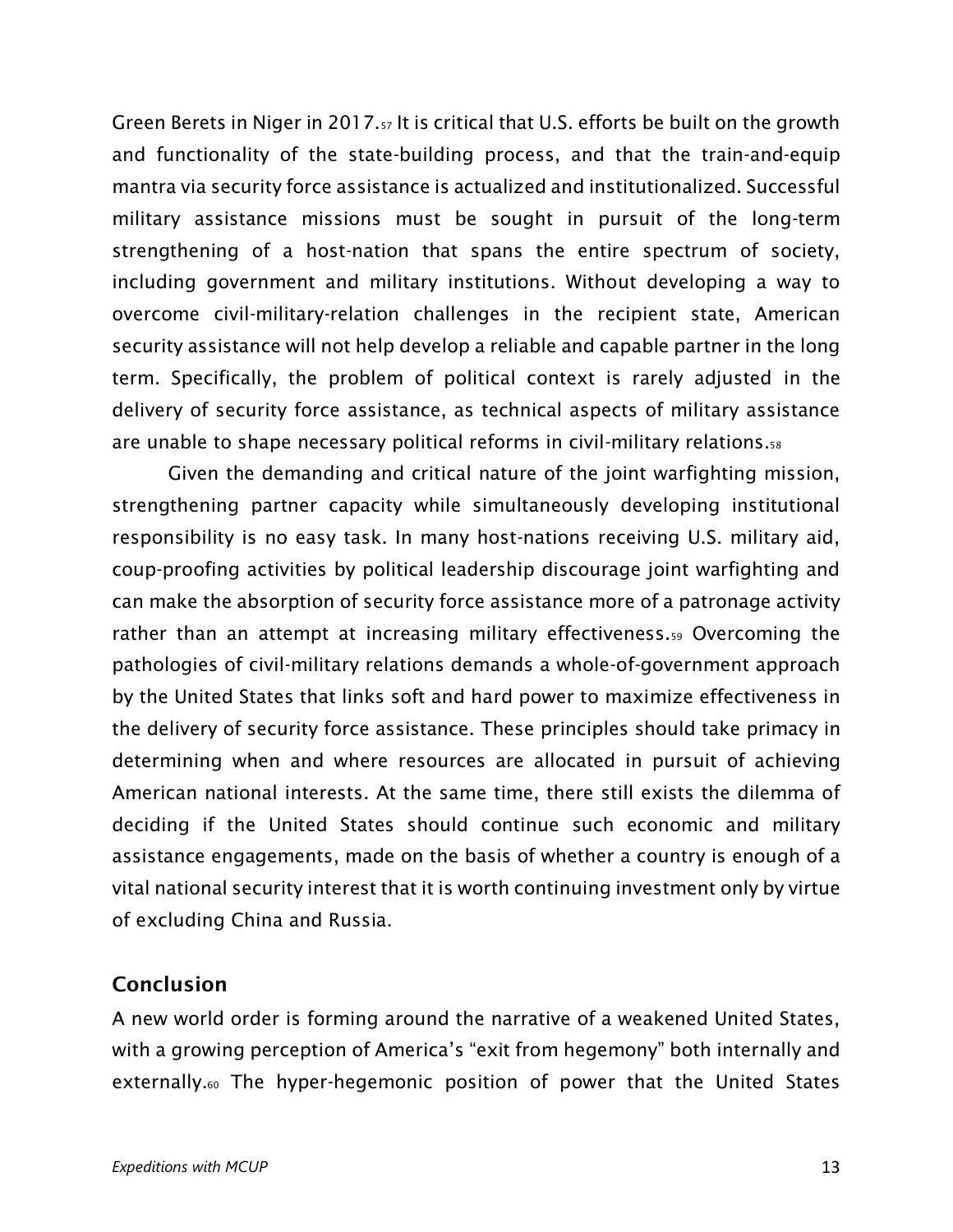Green Berets in Niger in 2017.[57] It is critical that U.S. efforts be built on the growth and functionality of the state-building process, and that the train-and-equip mantra via security force assistance is actualized and institutionalized. Successful military assistance missions must be sought in pursuit of the long-term strengthening of a host-nation that spans the entire spectrum of society, including government and military institutions. Without developing a way to overcome civil-military-relation challenges in the recipient state, American security assistance will not help develop a reliable and capable partner in the long term. Specifically, the problem of political context is rarely adjusted in the delivery of security force assistance, as technical aspects of military assistance are unable to shape necessary political reforms in civil-military relations.[58]

Given the demanding and critical nature of the joint warfighting mission, strengthening partner capacity while simultaneously developing institutional responsibility is no easy task. In many host-nations receiving U.S. military aid, coup-proofing activities by political leadership discourage joint warfighting and can make the absorption of security force assistance more of a patronage activity rather than an attempt at increasing military effectiveness.[59] Overcoming the pathologies of civil-military relations demands a whole-of-government approach by the United States that links soft and hard power to maximize effectiveness in the delivery of security force assistance. These principles should take primacy in determining when and where resources are allocated in pursuit of achieving American national interests. At the same time, there still exists the dilemma of deciding if the United States should continue such economic and military assistance engagements, made on the basis of whether a country is enough of a vital national security interest that it is worth continuing investment only by virtue of excluding China and Russia.

## Conclusion

A new world order is forming around the narrative of a weakened United States, with a growing perception of America's "exit from hegemony" both internally and externally.[60] The hyper-hegemonic position of power that the United States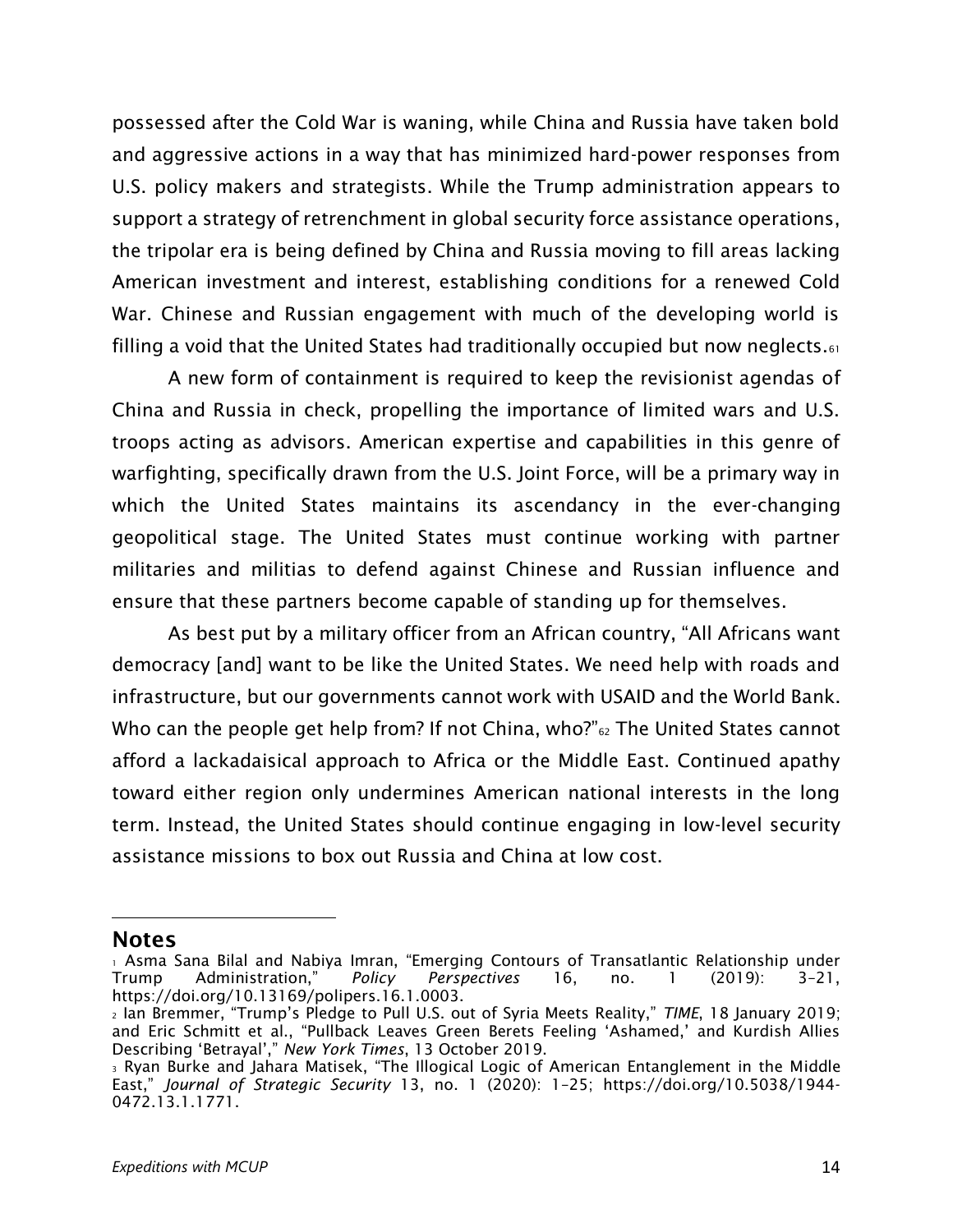possessed after the Cold War is waning, while China and Russia have taken bold and aggressive actions in a way that has minimized hard-power responses from U.S. policy makers and strategists. While the Trump administration appears to support a strategy of retrenchment in global security force assistance operations, the tripolar era is being defined by China and Russia moving to fill areas lacking American investment and interest, establishing conditions for a renewed Cold War. Chinese and Russian engagement with much of the developing world is filling a void that the United States had traditionally occupied but now neglects.[61]

A new form of containment is required to keep the revisionist agendas of China and Russia in check, propelling the importance of limited wars and U.S. troops acting as advisors. American expertise and capabilities in this genre of warfighting, specifically drawn from the U.S. Joint Force, will be a primary way in which the United States maintains its ascendancy in the ever-changing geopolitical stage. The United States must continue working with partner militaries and militias to defend against Chinese and Russian influence and ensure that these partners become capable of standing up for themselves.

As best put by a military officer from an African country, "All Africans want democracy [and] want to be like the United States. We need help with roads and infrastructure, but our governments cannot work with USAID and the World Bank. Who can the people get help from? If not China, who?"[62] The United States cannot afford a lackadaisical approach to Africa or the Middle East. Continued apathy toward either region only undermines American national interests in the long term. Instead, the United States should continue engaging in low-level security assistance missions to box out Russia and China at low cost.

## Notes

[1] Asma Sana Bilal and Nabiya Imran, "Emerging Contours of Transatlantic Relationship under Trump Administration," *Policy Perspectives* 16, no. 1 (2019): 3–21, https://doi.org/10.13169/polipers.16.1.0003.

[2] Ian Bremmer, "Trump's Pledge to Pull U.S. out of Syria Meets Reality," *TIME*, 18 January 2019; and Eric Schmitt et al., "Pullback Leaves Green Berets Feeling 'Ashamed,' and Kurdish Allies Describing 'Betrayal'," *New York Times*, 13 October 2019.

[3] Ryan Burke and Jahara Matisek, "The Illogical Logic of American Entanglement in the Middle East," *Journal of Strategic Security* 13, no. 1 (2020): 1–25; https://doi.org/10.5038/1944-0472.13.1.1771.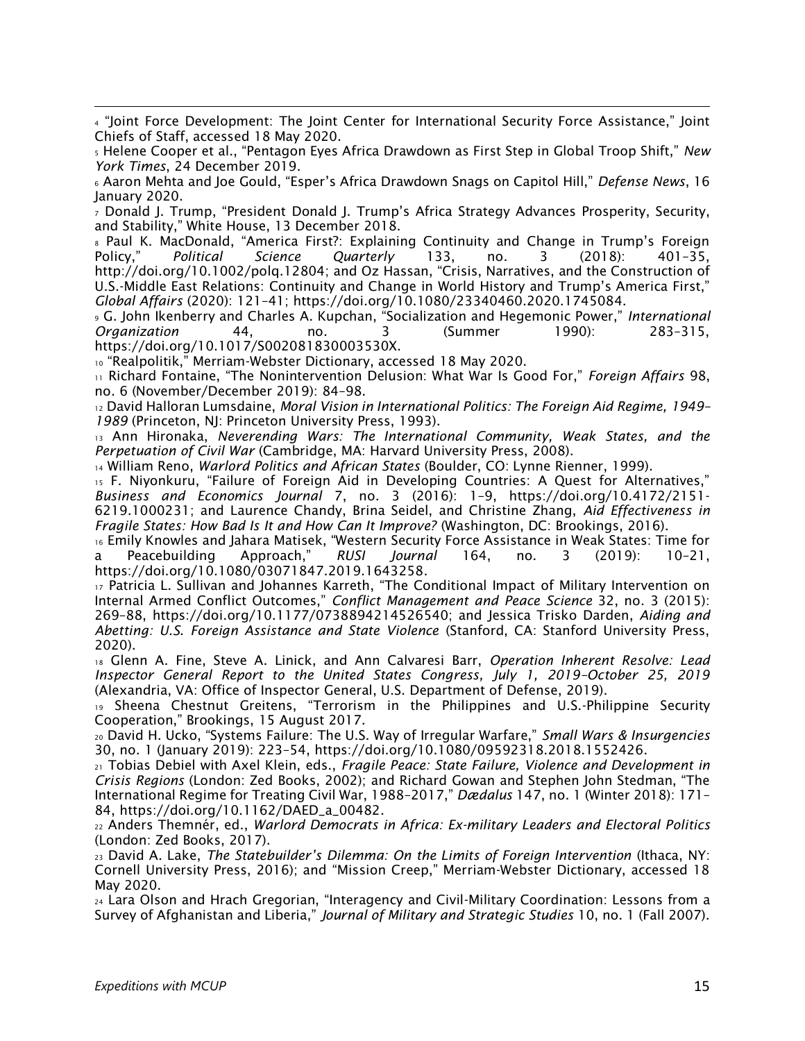[4] "Joint Force Development: The Joint Center for International Security Force Assistance," Joint Chiefs of Staff, accessed 18 May 2020.

[5] Helene Cooper et al., "Pentagon Eyes Africa Drawdown as First Step in Global Troop Shift," *New York Times*, 24 December 2019.

[6] Aaron Mehta and Joe Gould, "Esper's Africa Drawdown Snags on Capitol Hill," *Defense News*, 16 January 2020.

[7] Donald J. Trump, "President Donald J. Trump's Africa Strategy Advances Prosperity, Security, and Stability," White House, 13 December 2018.

[8] Paul K. MacDonald, "America First?: Explaining Continuity and Change in Trump's Foreign Policy," *Political Science Quarterly* 133, no. 3 (2018): 401–35, http://doi.org/10.1002/polq.12804; and Oz Hassan, "Crisis, Narratives, and the Construction of U.S.-Middle East Relations: Continuity and Change in World History and Trump's America First," *Global Affairs* (2020): 121–41; https://doi.org/10.1080/23340460.2020.1745084.

[9] G. John Ikenberry and Charles A. Kupchan, "Socialization and Hegemonic Power," *International Organization* 44, no. 3 (Summer 1990): 283–315, https://doi.org/10.1017/S002081830003530X.

[10] "Realpolitik," Merriam-Webster Dictionary, accessed 18 May 2020.

[11] Richard Fontaine, "The Nonintervention Delusion: What War Is Good For," *Foreign Affairs* 98, no. 6 (November/December 2019): 84–98.

[12] David Halloran Lumsdaine, *Moral Vision in International Politics: The Foreign Aid Regime, 1949–1989* (Princeton, NJ: Princeton University Press, 1993).

[13] Ann Hironaka, *Neverending Wars: The International Community, Weak States, and the Perpetuation of Civil War* (Cambridge, MA: Harvard University Press, 2008).

[14] William Reno, *Warlord Politics and African States* (Boulder, CO: Lynne Rienner, 1999).

[15] F. Niyonkuru, "Failure of Foreign Aid in Developing Countries: A Quest for Alternatives," *Business and Economics Journal* 7, no. 3 (2016): 1–9, https://doi.org/10.4172/2151-6219.1000231; and Laurence Chandy, Brina Seidel, and Christine Zhang, *Aid Effectiveness in Fragile States: How Bad Is It and How Can It Improve?* (Washington, DC: Brookings, 2016).

[16] Emily Knowles and Jahara Matisek, "Western Security Force Assistance in Weak States: Time for a Peacebuilding Approach," *RUSI Journal* 164, no. 3 (2019): 10–21, https://doi.org/10.1080/03071847.2019.1643258.

[17] Patricia L. Sullivan and Johannes Karreth, "The Conditional Impact of Military Intervention on Internal Armed Conflict Outcomes," *Conflict Management and Peace Science* 32, no. 3 (2015): 269–88, https://doi.org/10.1177/0738894214526540; and Jessica Trisko Darden, *Aiding and Abetting: U.S. Foreign Assistance and State Violence* (Stanford, CA: Stanford University Press, 2020).

[18] Glenn A. Fine, Steve A. Linick, and Ann Calvaresi Barr, *Operation Inherent Resolve: Lead Inspector General Report to the United States Congress, July 1, 2019–October 25, 2019* (Alexandria, VA: Office of Inspector General, U.S. Department of Defense, 2019).

[19] Sheena Chestnut Greitens, "Terrorism in the Philippines and U.S.-Philippine Security Cooperation," Brookings, 15 August 2017.

[20] David H. Ucko, "Systems Failure: The U.S. Way of Irregular Warfare," *Small Wars & Insurgencies* 30, no. 1 (January 2019): 223–54, https://doi.org/10.1080/09592318.2018.1552426.

[21] Tobias Debiel with Axel Klein, eds., *Fragile Peace: State Failure, Violence and Development in Crisis Regions* (London: Zed Books, 2002); and Richard Gowan and Stephen John Stedman, "The International Regime for Treating Civil War, 1988–2017," *Dædalus* 147, no. 1 (Winter 2018): 171–84, https://doi.org/10.1162/DAED_a_00482.

[22] Anders Themnér, ed., *Warlord Democrats in Africa: Ex-military Leaders and Electoral Politics* (London: Zed Books, 2017).

[23] David A. Lake, *The Statebuilder's Dilemma: On the Limits of Foreign Intervention* (Ithaca, NY: Cornell University Press, 2016); and "Mission Creep," Merriam-Webster Dictionary, accessed 18 May 2020.

[24] Lara Olson and Hrach Gregorian, "Interagency and Civil-Military Coordination: Lessons from a Survey of Afghanistan and Liberia," *Journal of Military and Strategic Studies* 10, no. 1 (Fall 2007).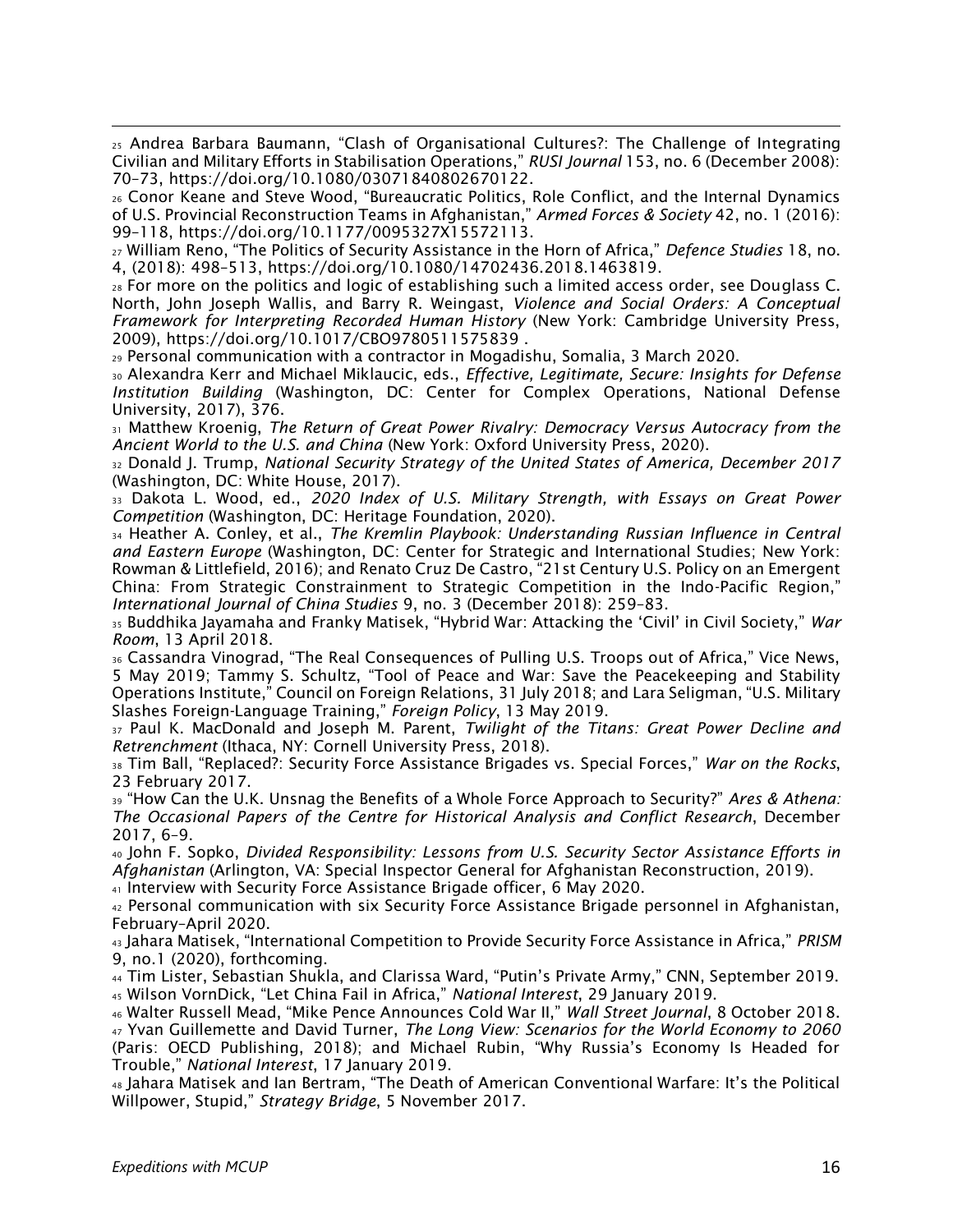[25] Andrea Barbara Baumann, "Clash of Organisational Cultures?: The Challenge of Integrating Civilian and Military Efforts in Stabilisation Operations," *RUSI Journal* 153, no. 6 (December 2008): 70–73, https://doi.org/10.1080/03071840802670122.

[26] Conor Keane and Steve Wood, "Bureaucratic Politics, Role Conflict, and the Internal Dynamics of U.S. Provincial Reconstruction Teams in Afghanistan," *Armed Forces & Society* 42, no. 1 (2016): 99–118, https://doi.org/10.1177/0095327X15572113.

[27] William Reno, "The Politics of Security Assistance in the Horn of Africa," *Defence Studies* 18, no. 4, (2018): 498–513, https://doi.org/10.1080/14702436.2018.1463819.

[28] For more on the politics and logic of establishing such a limited access order, see Douglass C. North, John Joseph Wallis, and Barry R. Weingast, *Violence and Social Orders: A Conceptual Framework for Interpreting Recorded Human History* (New York: Cambridge University Press, 2009), https://doi.org/10.1017/CBO9780511575839 .

[29] Personal communication with a contractor in Mogadishu, Somalia, 3 March 2020.

[30] Alexandra Kerr and Michael Miklaucic, eds., *Effective, Legitimate, Secure: Insights for Defense Institution Building* (Washington, DC: Center for Complex Operations, National Defense University, 2017), 376.

[31] Matthew Kroenig, *The Return of Great Power Rivalry: Democracy Versus Autocracy from the Ancient World to the U.S. and China* (New York: Oxford University Press, 2020).

[32] Donald J. Trump, *National Security Strategy of the United States of America, December 2017* (Washington, DC: White House, 2017).

[33] Dakota L. Wood, ed., *2020 Index of U.S. Military Strength, with Essays on Great Power Competition* (Washington, DC: Heritage Foundation, 2020).

[34] Heather A. Conley, et al., *The Kremlin Playbook: Understanding Russian Influence in Central and Eastern Europe* (Washington, DC: Center for Strategic and International Studies; New York: Rowman & Littlefield, 2016); and Renato Cruz De Castro, "21st Century U.S. Policy on an Emergent China: From Strategic Constrainment to Strategic Competition in the Indo-Pacific Region," *International Journal of China Studies* 9, no. 3 (December 2018): 259–83.

[35] Buddhika Jayamaha and Franky Matisek, "Hybrid War: Attacking the 'Civil' in Civil Society," *War Room*, 13 April 2018.

[36] Cassandra Vinograd, "The Real Consequences of Pulling U.S. Troops out of Africa," Vice News, 5 May 2019; Tammy S. Schultz, "Tool of Peace and War: Save the Peacekeeping and Stability Operations Institute," Council on Foreign Relations, 31 July 2018; and Lara Seligman, "U.S. Military Slashes Foreign-Language Training," *Foreign Policy*, 13 May 2019.

[37] Paul K. MacDonald and Joseph M. Parent, *Twilight of the Titans: Great Power Decline and Retrenchment* (Ithaca, NY: Cornell University Press, 2018).

[38] Tim Ball, "Replaced?: Security Force Assistance Brigades vs. Special Forces," *War on the Rocks*, 23 February 2017.

[39] "How Can the U.K. Unsnag the Benefits of a Whole Force Approach to Security?" *Ares & Athena: The Occasional Papers of the Centre for Historical Analysis and Conflict Research*, December 2017, 6–9.

[40] John F. Sopko, *Divided Responsibility: Lessons from U.S. Security Sector Assistance Efforts in Afghanistan* (Arlington, VA: Special Inspector General for Afghanistan Reconstruction, 2019).

[41] Interview with Security Force Assistance Brigade officer, 6 May 2020.

[42] Personal communication with six Security Force Assistance Brigade personnel in Afghanistan, February–April 2020.

[43] Jahara Matisek, "International Competition to Provide Security Force Assistance in Africa," *PRISM* 9, no.1 (2020), forthcoming.

[44] Tim Lister, Sebastian Shukla, and Clarissa Ward, "Putin's Private Army," CNN, September 2019.

[45] Wilson VornDick, "Let China Fail in Africa," *National Interest*, 29 January 2019.

[46] Walter Russell Mead, "Mike Pence Announces Cold War II," *Wall Street Journal*, 8 October 2018.

[47] Yvan Guillemette and David Turner, *The Long View: Scenarios for the World Economy to 2060* (Paris: OECD Publishing, 2018); and Michael Rubin, "Why Russia's Economy Is Headed for Trouble," *National Interest*, 17 January 2019.

[48] Jahara Matisek and Ian Bertram, "The Death of American Conventional Warfare: It's the Political Willpower, Stupid," *Strategy Bridge*, 5 November 2017.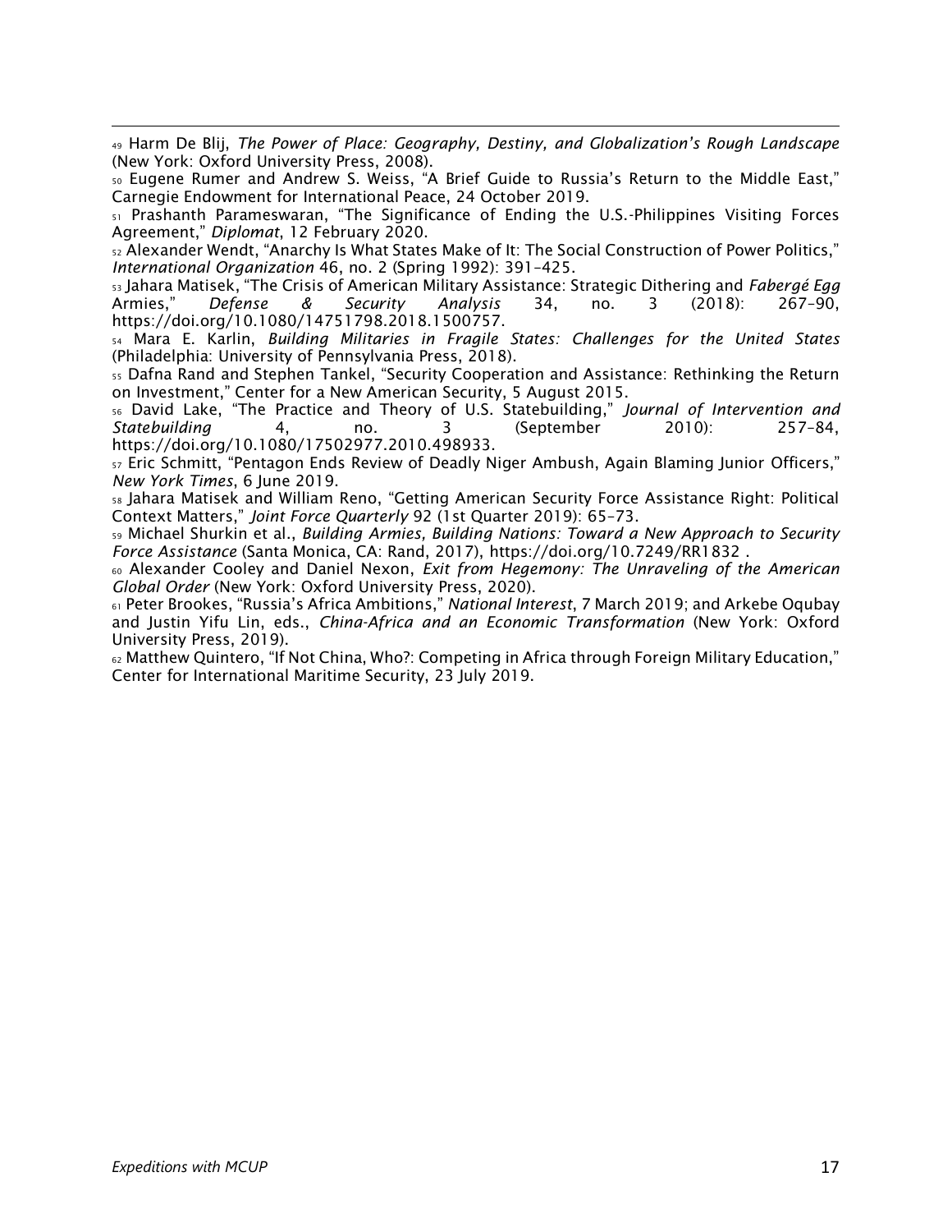49 Harm De Blij, *The Power of Place: Geography, Destiny, and Globalization's Rough Landscape* (New York: Oxford University Press, 2008).

50 Eugene Rumer and Andrew S. Weiss, "A Brief Guide to Russia's Return to the Middle East," Carnegie Endowment for International Peace, 24 October 2019.

51 Prashanth Parameswaran, "The Significance of Ending the U.S.-Philippines Visiting Forces Agreement," *Diplomat*, 12 February 2020.

52 Alexander Wendt, "Anarchy Is What States Make of It: The Social Construction of Power Politics," *International Organization* 46, no. 2 (Spring 1992): 391–425.

53 Jahara Matisek, "The Crisis of American Military Assistance: Strategic Dithering and *Fabergé Egg* Armies," *Defense & Security Analysis* 34, no. 3 (2018): 267–90, https://doi.org/10.1080/14751798.2018.1500757.

54 Mara E. Karlin, *Building Militaries in Fragile States: Challenges for the United States* (Philadelphia: University of Pennsylvania Press, 2018).

55 Dafna Rand and Stephen Tankel, "Security Cooperation and Assistance: Rethinking the Return on Investment," Center for a New American Security, 5 August 2015.

56 David Lake, "The Practice and Theory of U.S. Statebuilding," *Journal of Intervention and Statebuilding* 4, no. 3 (September 2010): 257–84, https://doi.org/10.1080/17502977.2010.498933.

57 Eric Schmitt, "Pentagon Ends Review of Deadly Niger Ambush, Again Blaming Junior Officers," *New York Times*, 6 June 2019.

58 Jahara Matisek and William Reno, "Getting American Security Force Assistance Right: Political Context Matters," *Joint Force Quarterly* 92 (1st Quarter 2019): 65–73.

59 Michael Shurkin et al., *Building Armies, Building Nations: Toward a New Approach to Security Force Assistance* (Santa Monica, CA: Rand, 2017), https://doi.org/10.7249/RR1832 .

60 Alexander Cooley and Daniel Nexon, *Exit from Hegemony: The Unraveling of the American Global Order* (New York: Oxford University Press, 2020).

61 Peter Brookes, "Russia's Africa Ambitions," *National Interest*, 7 March 2019; and Arkebe Oqubay and Justin Yifu Lin, eds., *China-Africa and an Economic Transformation* (New York: Oxford University Press, 2019).

62 Matthew Quintero, "If Not China, Who?: Competing in Africa through Foreign Military Education," Center for International Maritime Security, 23 July 2019.